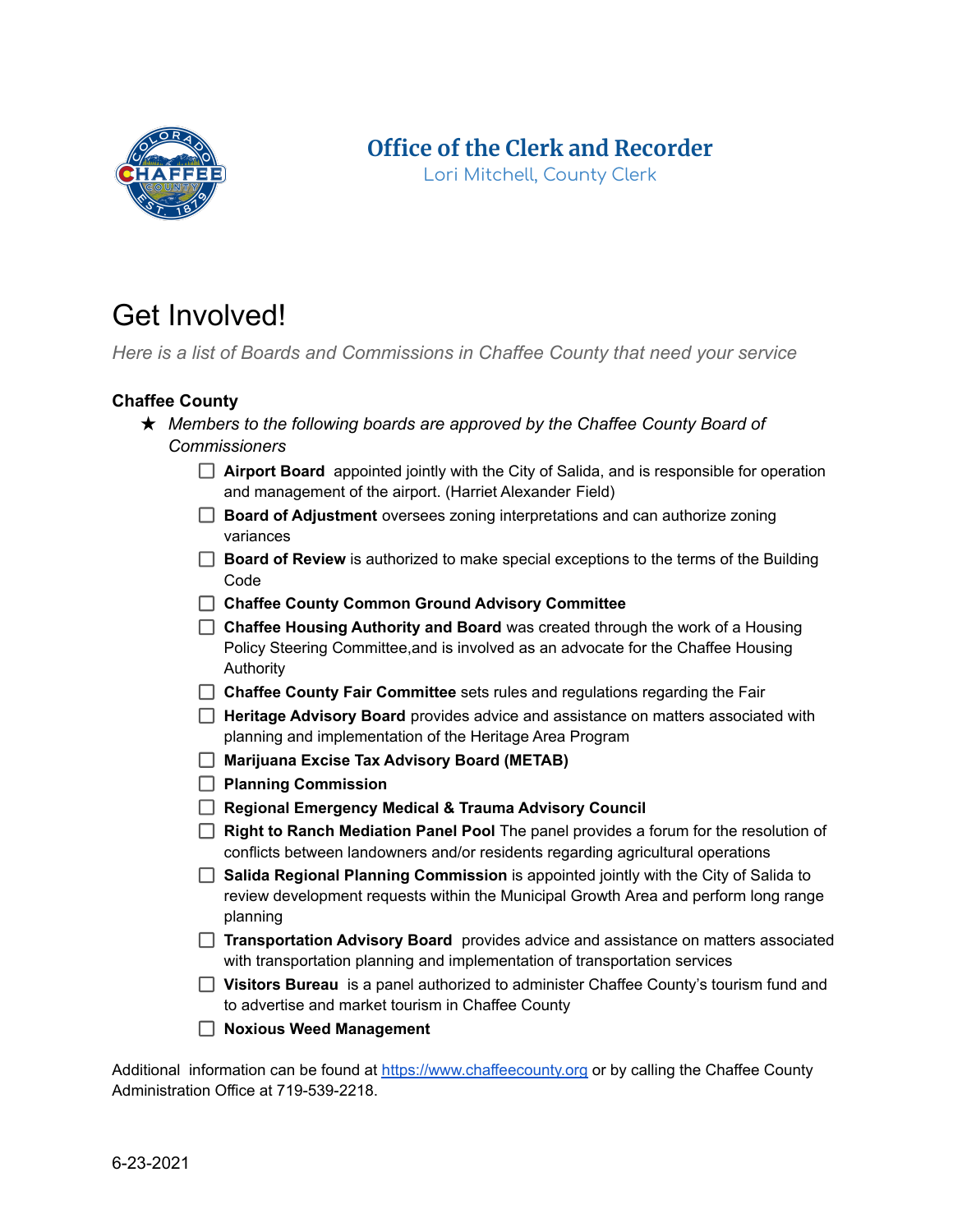**Office of the Clerk and Recorder**
Lori Mitchell, County Clerk

# Get Involved!

*Here is a list of Boards and Commissions in Chaffee County that need your service*

### Chaffee County

★ *Members to the following boards are approved by the Chaffee County Board of Commissioners*

- [ ] **Airport Board** appointed jointly with the City of Salida, and is responsible for operation and management of the airport. (Harriet Alexander Field)
- [ ] **Board of Adjustment** oversees zoning interpretations and can authorize zoning variances
- [ ] **Board of Review** is authorized to make special exceptions to the terms of the Building Code
- [ ] **Chaffee County Common Ground Advisory Committee**
- [ ] **Chaffee Housing Authority and Board** was created through the work of a Housing Policy Steering Committee,and is involved as an advocate for the Chaffee Housing Authority
- [ ] **Chaffee County Fair Committee** sets rules and regulations regarding the Fair
- [ ] **Heritage Advisory Board** provides advice and assistance on matters associated with planning and implementation of the Heritage Area Program
- [ ] **Marijuana Excise Tax Advisory Board (METAB)**
- [ ] **Planning Commission**
- [ ] **Regional Emergency Medical & Trauma Advisory Council**
- [ ] **Right to Ranch Mediation Panel Pool** The panel provides a forum for the resolution of conflicts between landowners and/or residents regarding agricultural operations
- [ ] **Salida Regional Planning Commission** is appointed jointly with the City of Salida to review development requests within the Municipal Growth Area and perform long range planning
- [ ] **Transportation Advisory Board** provides advice and assistance on matters associated with transportation planning and implementation of transportation services
- [ ] **Visitors Bureau** is a panel authorized to administer Chaffee County's tourism fund and to advertise and market tourism in Chaffee County
- [ ] **Noxious Weed Management**

Additional information can be found at https://www.chaffeecounty.org or by calling the Chaffee County Administration Office at 719-539-2218.

6-23-2021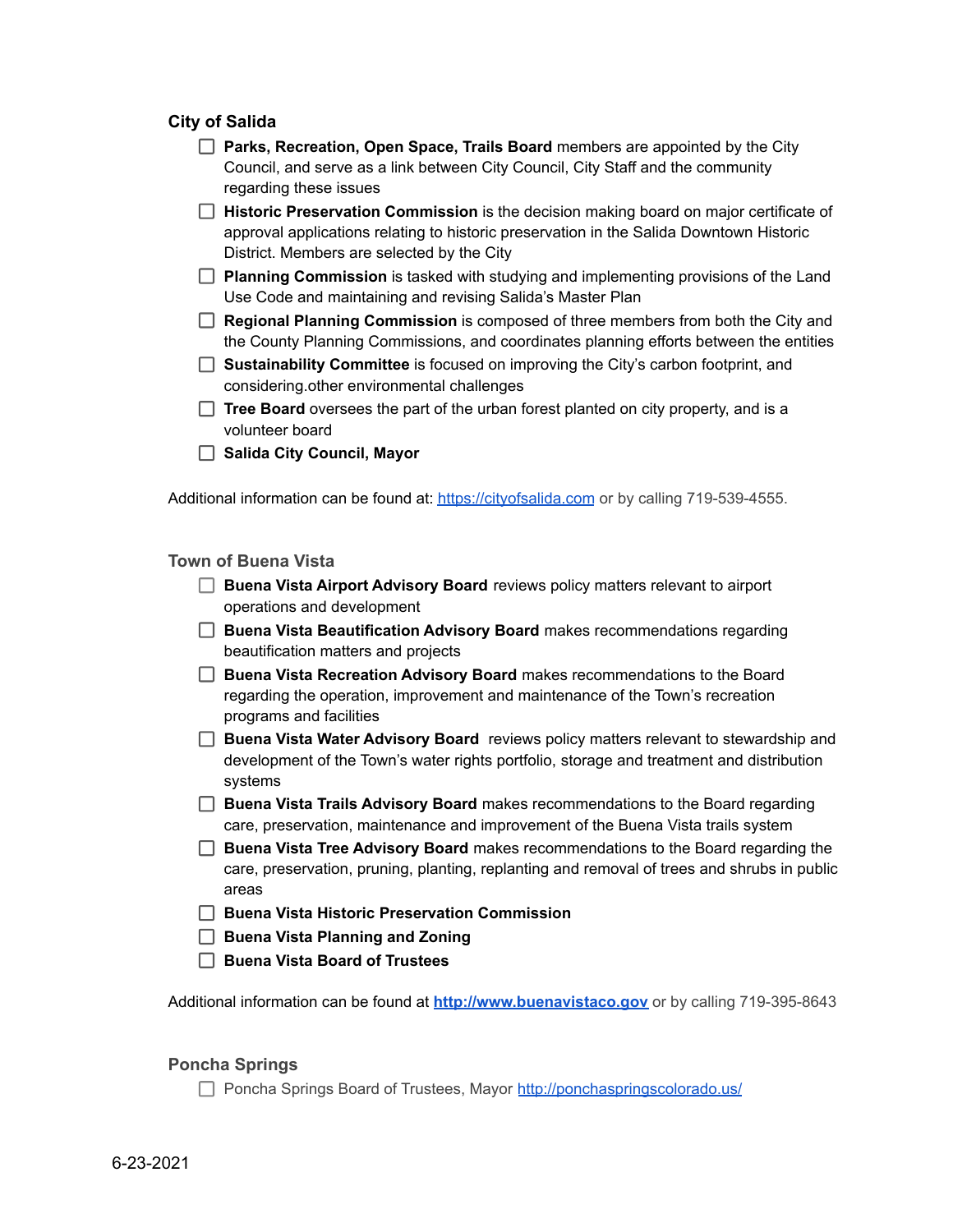### City of Salida

- [ ] **Parks, Recreation, Open Space, Trails Board** members are appointed by the City Council, and serve as a link between City Council, City Staff and the community regarding these issues
- [ ] **Historic Preservation Commission** is the decision making board on major certificate of approval applications relating to historic preservation in the Salida Downtown Historic District. Members are selected by the City
- [ ] **Planning Commission** is tasked with studying and implementing provisions of the Land Use Code and maintaining and revising Salida's Master Plan
- [ ] **Regional Planning Commission** is composed of three members from both the City and the County Planning Commissions, and coordinates planning efforts between the entities
- [ ] **Sustainability Committee** is focused on improving the City's carbon footprint, and considering.other environmental challenges
- [ ] **Tree Board** oversees the part of the urban forest planted on city property, and is a volunteer board
- [ ] **Salida City Council, Mayor**

Additional information can be found at: https://cityofsalida.com or by calling 719-539-4555.

### Town of Buena Vista

- [ ] **Buena Vista Airport Advisory Board** reviews policy matters relevant to airport operations and development
- [ ] **Buena Vista Beautification Advisory Board** makes recommendations regarding beautification matters and projects
- [ ] **Buena Vista Recreation Advisory Board** makes recommendations to the Board regarding the operation, improvement and maintenance of the Town's recreation programs and facilities
- [ ] **Buena Vista Water Advisory Board** reviews policy matters relevant to stewardship and development of the Town's water rights portfolio, storage and treatment and distribution systems
- [ ] **Buena Vista Trails Advisory Board** makes recommendations to the Board regarding care, preservation, maintenance and improvement of the Buena Vista trails system
- [ ] **Buena Vista Tree Advisory Board** makes recommendations to the Board regarding the care, preservation, pruning, planting, replanting and removal of trees and shrubs in public areas
- [ ] **Buena Vista Historic Preservation Commission**
- [ ] **Buena Vista Planning and Zoning**
- [ ] **Buena Vista Board of Trustees**

Additional information can be found at **http://www.buenavistaco.gov** or by calling 719-395-8643

### Poncha Springs

- [ ] Poncha Springs Board of Trustees, Mayor http://ponchaspringscolorado.us/

6-23-2021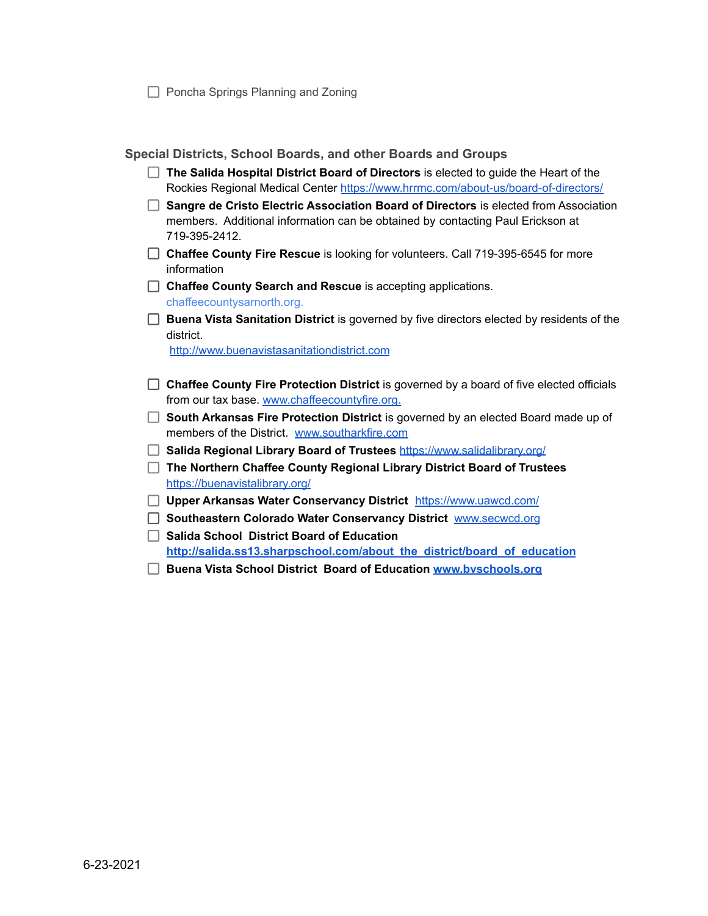- [ ] Poncha Springs Planning and Zoning

### Special Districts, School Boards, and other Boards and Groups

- [ ] **The Salida Hospital District Board of Directors** is elected to guide the Heart of the Rockies Regional Medical Center https://www.hrrmc.com/about-us/board-of-directors/
- [ ] **Sangre de Cristo Electric Association Board of Directors** is elected from Association members. Additional information can be obtained by contacting Paul Erickson at 719-395-2412.
- [ ] **Chaffee County Fire Rescue** is looking for volunteers. Call 719-395-6545 for more information
- [ ] **Chaffee County Search and Rescue** is accepting applications. chaffeecountysarnorth.org.
- [ ] **Buena Vista Sanitation District** is governed by five directors elected by residents of the district. http://www.buenavistasanitationdistrict.com
- [ ] **Chaffee County Fire Protection District** is governed by a board of five elected officials from our tax base. www.chaffeecountyfire.org.
- [ ] **South Arkansas Fire Protection District** is governed by an elected Board made up of members of the District. www.southarkfire.com
- [ ] **Salida Regional Library Board of Trustees** https://www.salidalibrary.org/
- [ ] **The Northern Chaffee County Regional Library District Board of Trustees** https://buenavistalibrary.org/
- [ ] **Upper Arkansas Water Conservancy District** https://www.uawcd.com/
- [ ] **Southeastern Colorado Water Conservancy District** www.secwcd.org
- [ ] **Salida School District Board of Education** **http://salida.ss13.sharpschool.com/about_the_district/board_of_education**
- [ ] **Buena Vista School District Board of Education** **www.bvschools.org**

6-23-2021